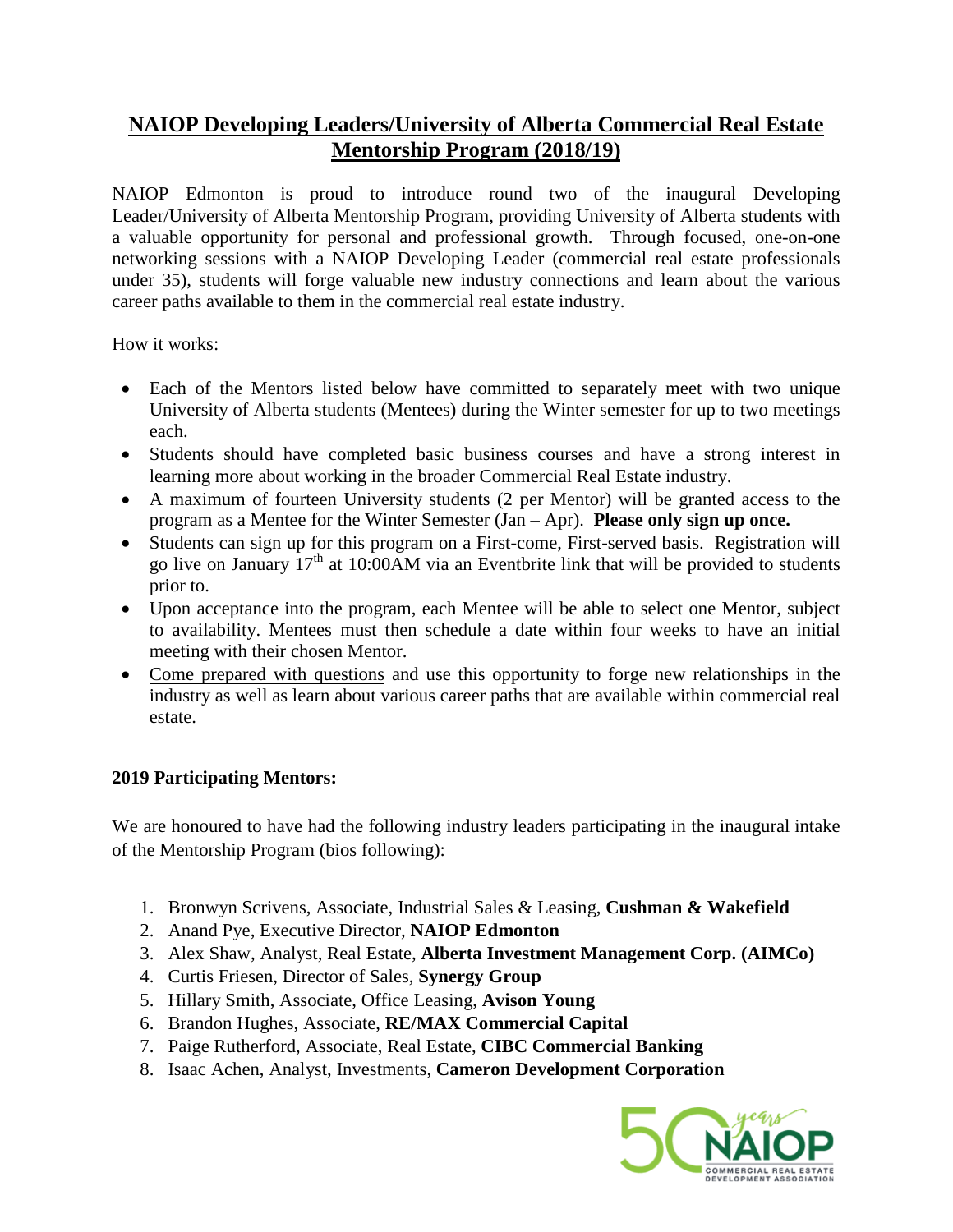# NAIOP Developing Leaders/University of Alberta Commercial Real Estate Mentorship Program (2018/19)

NAIOP Edmonton is proud to introduce round two of the inaugural Developing Leader/University of Alberta Mentorship Program, providing University of Alberta students with a valuable opportunity for personal and professional growth. Through focused, one-on-one networking sessions with a NAIOP Developing Leader (commercial real estate professionals under 35), students will forge valuable new industry connections and learn about the various career paths available to them in the commercial real estate industry.

How it works:

- Each of the Mentors listed below have committed to separately meet with two unique University of Alberta students (Mentees) during the Winter semester for up to two meetings each.
- Students should have completed basic business courses and have a strong interest in learning more about working in the broader Commercial Real Estate industry.
- A maximum of fourteen University students (2 per Mentor) will be granted access to the program as a Mentee for the Winter Semester (Jan – Apr). **Please only sign up once.**
- Students can sign up for this program on a First-come, First-served basis. Registration will go live on January 17th at 10:00AM via an Eventbrite link that will be provided to students prior to.
- Upon acceptance into the program, each Mentee will be able to select one Mentor, subject to availability. Mentees must then schedule a date within four weeks to have an initial meeting with their chosen Mentor.
- Come prepared with questions and use this opportunity to forge new relationships in the industry as well as learn about various career paths that are available within commercial real estate.

**2019 Participating Mentors:**

We are honoured to have had the following industry leaders participating in the inaugural intake of the Mentorship Program (bios following):

1. Bronwyn Scrivens, Associate, Industrial Sales & Leasing, **Cushman & Wakefield**
2. Anand Pye, Executive Director, **NAIOP Edmonton**
3. Alex Shaw, Analyst, Real Estate, **Alberta Investment Management Corp. (AIMCo)**
4. Curtis Friesen, Director of Sales, **Synergy Group**
5. Hillary Smith, Associate, Office Leasing, **Avison Young**
6. Brandon Hughes, Associate, **RE/MAX Commercial Capital**
7. Paige Rutherford, Associate, Real Estate, **CIBC Commercial Banking**
8. Isaac Achen, Analyst, Investments, **Cameron Development Corporation**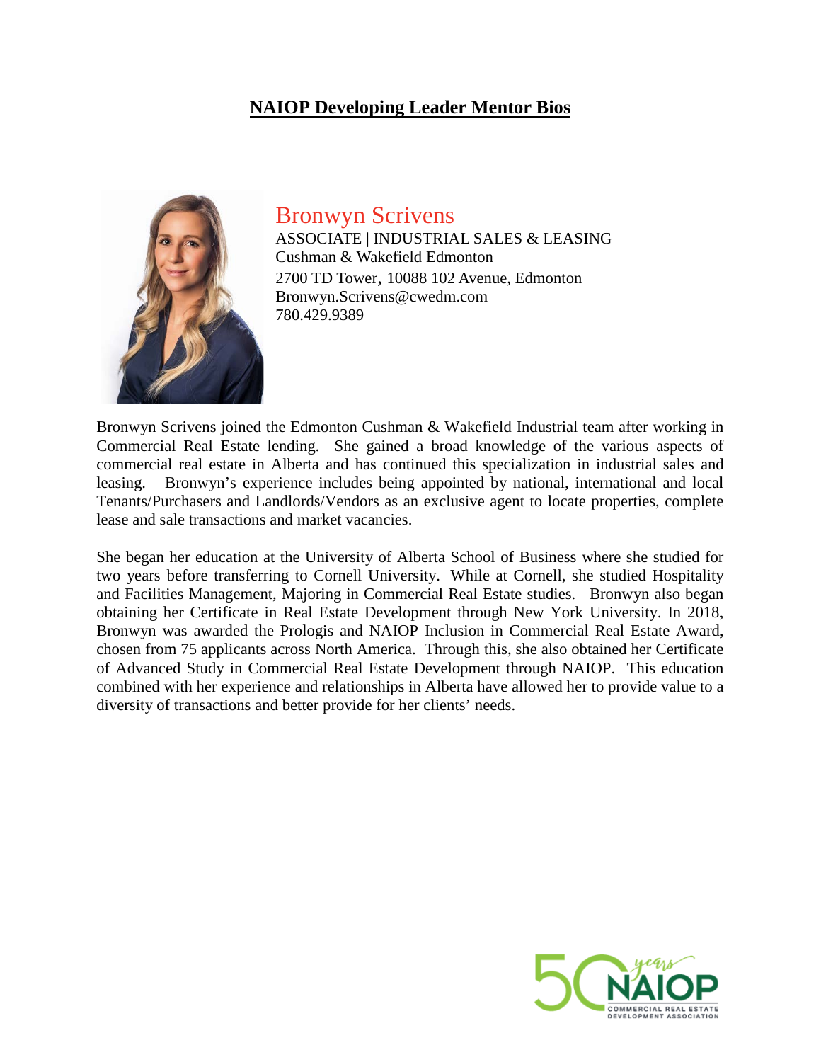# NAIOP Developing Leader Mentor Bios

## Bronwyn Scrivens

ASSOCIATE | INDUSTRIAL SALES & LEASING
Cushman & Wakefield Edmonton
2700 TD Tower, 10088 102 Avenue, Edmonton
Bronwyn.Scrivens@cwedm.com
780.429.9389

Bronwyn Scrivens joined the Edmonton Cushman & Wakefield Industrial team after working in Commercial Real Estate lending. She gained a broad knowledge of the various aspects of commercial real estate in Alberta and has continued this specialization in industrial sales and leasing. Bronwyn's experience includes being appointed by national, international and local Tenants/Purchasers and Landlords/Vendors as an exclusive agent to locate properties, complete lease and sale transactions and market vacancies.

She began her education at the University of Alberta School of Business where she studied for two years before transferring to Cornell University. While at Cornell, she studied Hospitality and Facilities Management, Majoring in Commercial Real Estate studies. Bronwyn also began obtaining her Certificate in Real Estate Development through New York University. In 2018, Bronwyn was awarded the Prologis and NAIOP Inclusion in Commercial Real Estate Award, chosen from 75 applicants across North America. Through this, she also obtained her Certificate of Advanced Study in Commercial Real Estate Development through NAIOP. This education combined with her experience and relationships in Alberta have allowed her to provide value to a diversity of transactions and better provide for her clients' needs.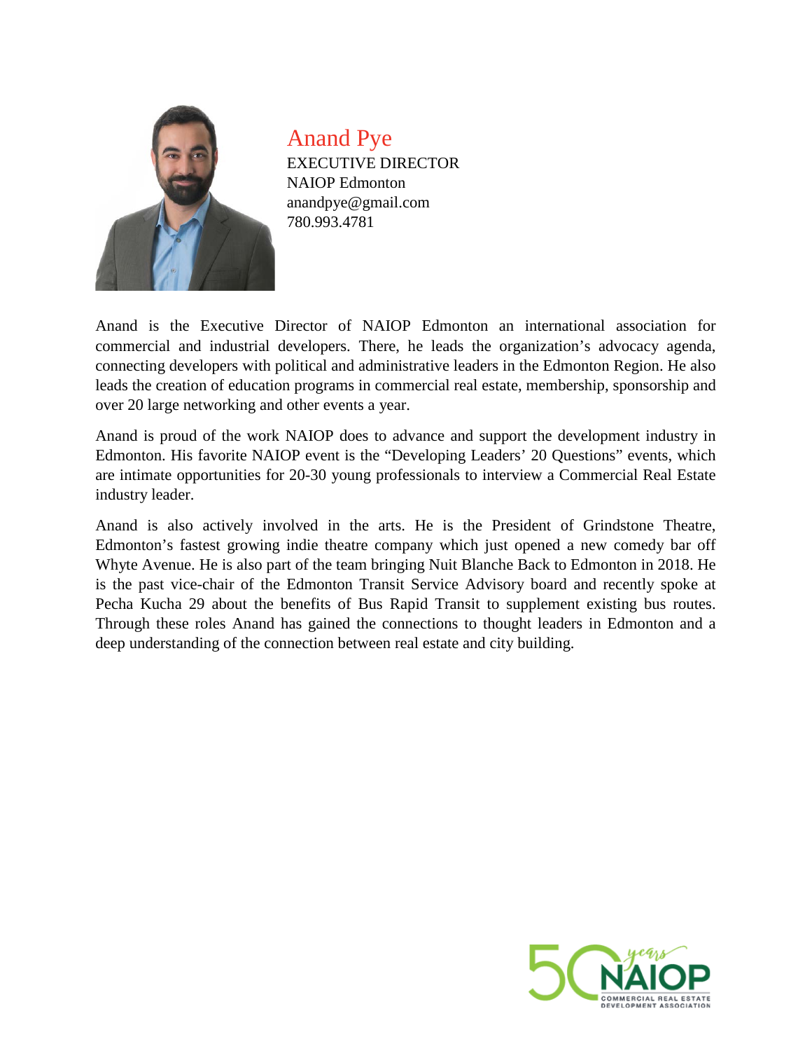# Anand Pye

EXECUTIVE DIRECTOR
NAIOP Edmonton
anandpye@gmail.com
780.993.4781

Anand is the Executive Director of NAIOP Edmonton an international association for commercial and industrial developers. There, he leads the organization's advocacy agenda, connecting developers with political and administrative leaders in the Edmonton Region. He also leads the creation of education programs in commercial real estate, membership, sponsorship and over 20 large networking and other events a year.

Anand is proud of the work NAIOP does to advance and support the development industry in Edmonton. His favorite NAIOP event is the "Developing Leaders' 20 Questions" events, which are intimate opportunities for 20-30 young professionals to interview a Commercial Real Estate industry leader.

Anand is also actively involved in the arts. He is the President of Grindstone Theatre, Edmonton's fastest growing indie theatre company which just opened a new comedy bar off Whyte Avenue. He is also part of the team bringing Nuit Blanche Back to Edmonton in 2018. He is the past vice-chair of the Edmonton Transit Service Advisory board and recently spoke at Pecha Kucha 29 about the benefits of Bus Rapid Transit to supplement existing bus routes. Through these roles Anand has gained the connections to thought leaders in Edmonton and a deep understanding of the connection between real estate and city building.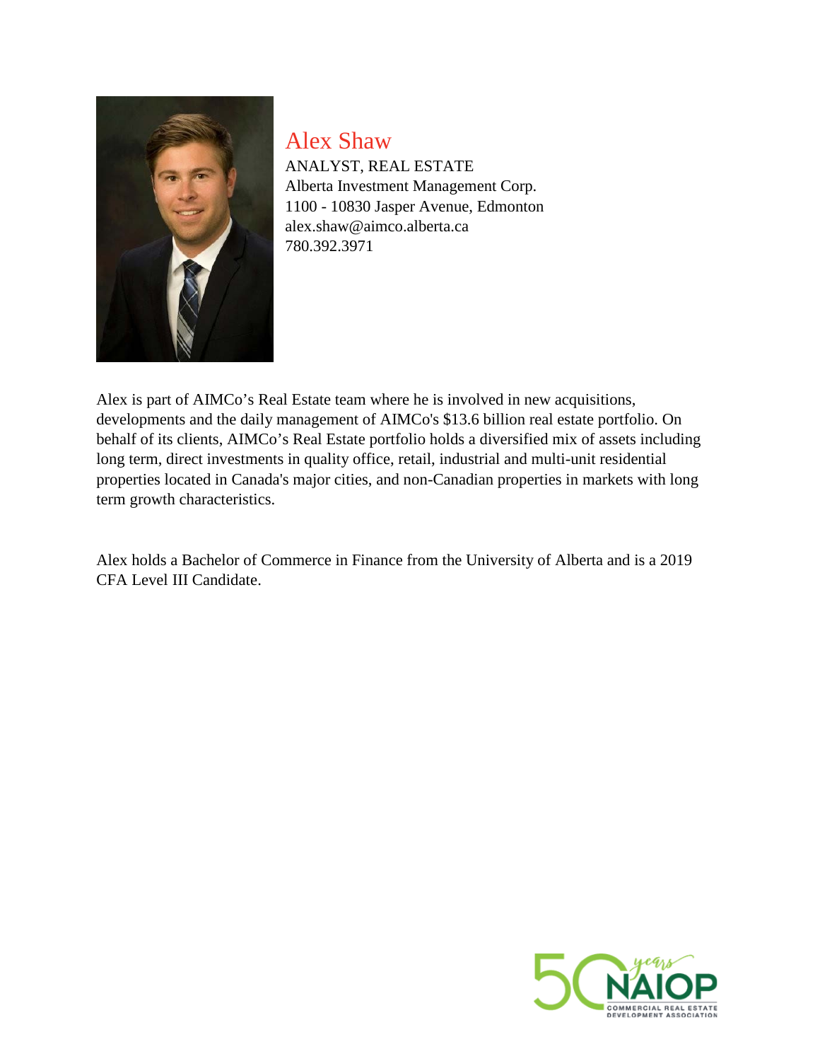# Alex Shaw

ANALYST, REAL ESTATE
Alberta Investment Management Corp.
1100 - 10830 Jasper Avenue, Edmonton
alex.shaw@aimco.alberta.ca
780.392.3971

Alex is part of AIMCo's Real Estate team where he is involved in new acquisitions, developments and the daily management of AIMCo's $13.6 billion real estate portfolio. On behalf of its clients, AIMCo's Real Estate portfolio holds a diversified mix of assets including long term, direct investments in quality office, retail, industrial and multi-unit residential properties located in Canada's major cities, and non-Canadian properties in markets with long term growth characteristics.

Alex holds a Bachelor of Commerce in Finance from the University of Alberta and is a 2019 CFA Level III Candidate.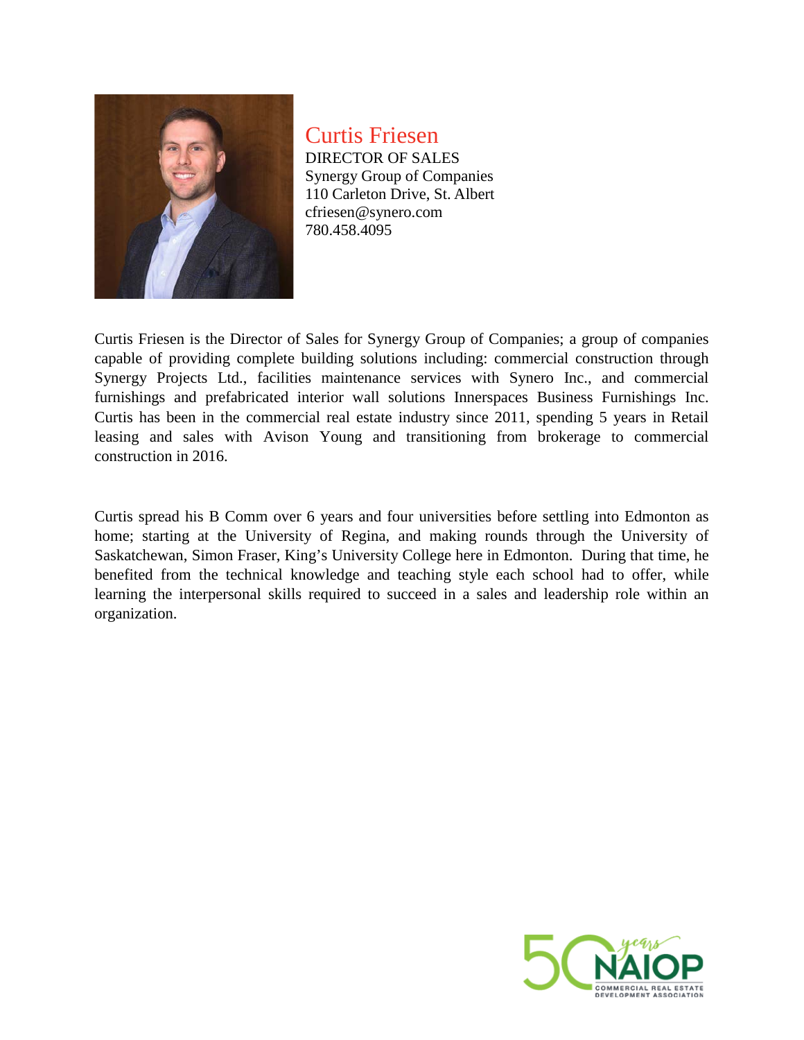## Curtis Friesen

DIRECTOR OF SALES
Synergy Group of Companies
110 Carleton Drive, St. Albert
cfriesen@synero.com
780.458.4095

Curtis Friesen is the Director of Sales for Synergy Group of Companies; a group of companies capable of providing complete building solutions including: commercial construction through Synergy Projects Ltd., facilities maintenance services with Synero Inc., and commercial furnishings and prefabricated interior wall solutions Innerspaces Business Furnishings Inc. Curtis has been in the commercial real estate industry since 2011, spending 5 years in Retail leasing and sales with Avison Young and transitioning from brokerage to commercial construction in 2016.

Curtis spread his B Comm over 6 years and four universities before settling into Edmonton as home; starting at the University of Regina, and making rounds through the University of Saskatchewan, Simon Fraser, King's University College here in Edmonton. During that time, he benefited from the technical knowledge and teaching style each school had to offer, while learning the interpersonal skills required to succeed in a sales and leadership role within an organization.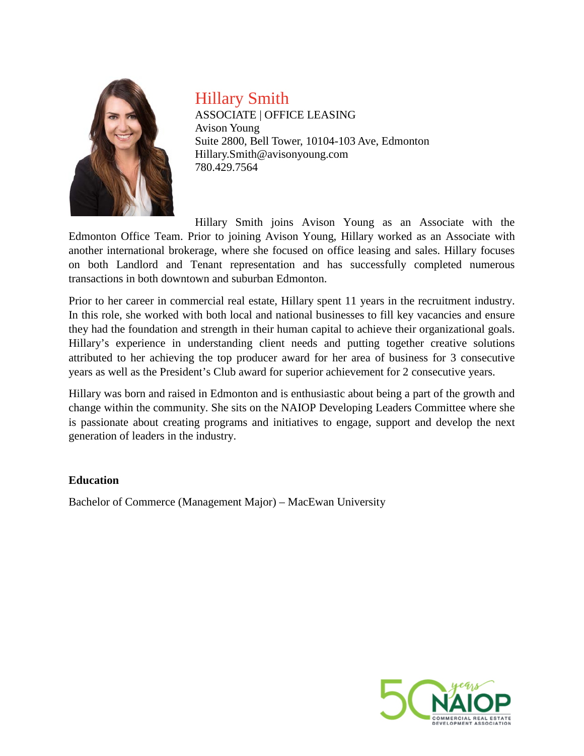## Hillary Smith

ASSOCIATE | OFFICE LEASING
Avison Young
Suite 2800, Bell Tower, 10104-103 Ave, Edmonton
Hillary.Smith@avisonyoung.com
780.429.7564

Hillary Smith joins Avison Young as an Associate with the Edmonton Office Team. Prior to joining Avison Young, Hillary worked as an Associate with another international brokerage, where she focused on office leasing and sales. Hillary focuses on both Landlord and Tenant representation and has successfully completed numerous transactions in both downtown and suburban Edmonton.

Prior to her career in commercial real estate, Hillary spent 11 years in the recruitment industry. In this role, she worked with both local and national businesses to fill key vacancies and ensure they had the foundation and strength in their human capital to achieve their organizational goals. Hillary's experience in understanding client needs and putting together creative solutions attributed to her achieving the top producer award for her area of business for 3 consecutive years as well as the President's Club award for superior achievement for 2 consecutive years.

Hillary was born and raised in Edmonton and is enthusiastic about being a part of the growth and change within the community. She sits on the NAIOP Developing Leaders Committee where she is passionate about creating programs and initiatives to engage, support and develop the next generation of leaders in the industry.

**Education**

Bachelor of Commerce (Management Major) – MacEwan University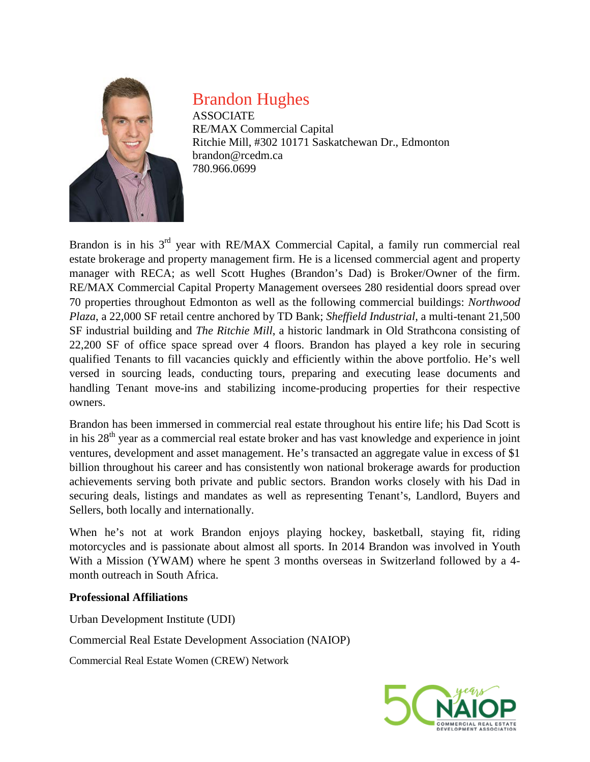# Brandon Hughes

ASSOCIATE
RE/MAX Commercial Capital
Ritchie Mill, #302 10171 Saskatchewan Dr., Edmonton
brandon@rcedm.ca
780.966.0699

Brandon is in his 3rd year with RE/MAX Commercial Capital, a family run commercial real estate brokerage and property management firm. He is a licensed commercial agent and property manager with RECA; as well Scott Hughes (Brandon's Dad) is Broker/Owner of the firm. RE/MAX Commercial Capital Property Management oversees 280 residential doors spread over 70 properties throughout Edmonton as well as the following commercial buildings: *Northwood Plaza*, a 22,000 SF retail centre anchored by TD Bank; *Sheffield Industrial*, a multi-tenant 21,500 SF industrial building and *The Ritchie Mill*, a historic landmark in Old Strathcona consisting of 22,200 SF of office space spread over 4 floors. Brandon has played a key role in securing qualified Tenants to fill vacancies quickly and efficiently within the above portfolio. He's well versed in sourcing leads, conducting tours, preparing and executing lease documents and handling Tenant move-ins and stabilizing income-producing properties for their respective owners.

Brandon has been immersed in commercial real estate throughout his entire life; his Dad Scott is in his 28th year as a commercial real estate broker and has vast knowledge and experience in joint ventures, development and asset management. He's transacted an aggregate value in excess of $1 billion throughout his career and has consistently won national brokerage awards for production achievements serving both private and public sectors. Brandon works closely with his Dad in securing deals, listings and mandates as well as representing Tenant's, Landlord, Buyers and Sellers, both locally and internationally.

When he's not at work Brandon enjoys playing hockey, basketball, staying fit, riding motorcycles and is passionate about almost all sports. In 2014 Brandon was involved in Youth With a Mission (YWAM) where he spent 3 months overseas in Switzerland followed by a 4-month outreach in South Africa.

**Professional Affiliations**

Urban Development Institute (UDI)

Commercial Real Estate Development Association (NAIOP)

Commercial Real Estate Women (CREW) Network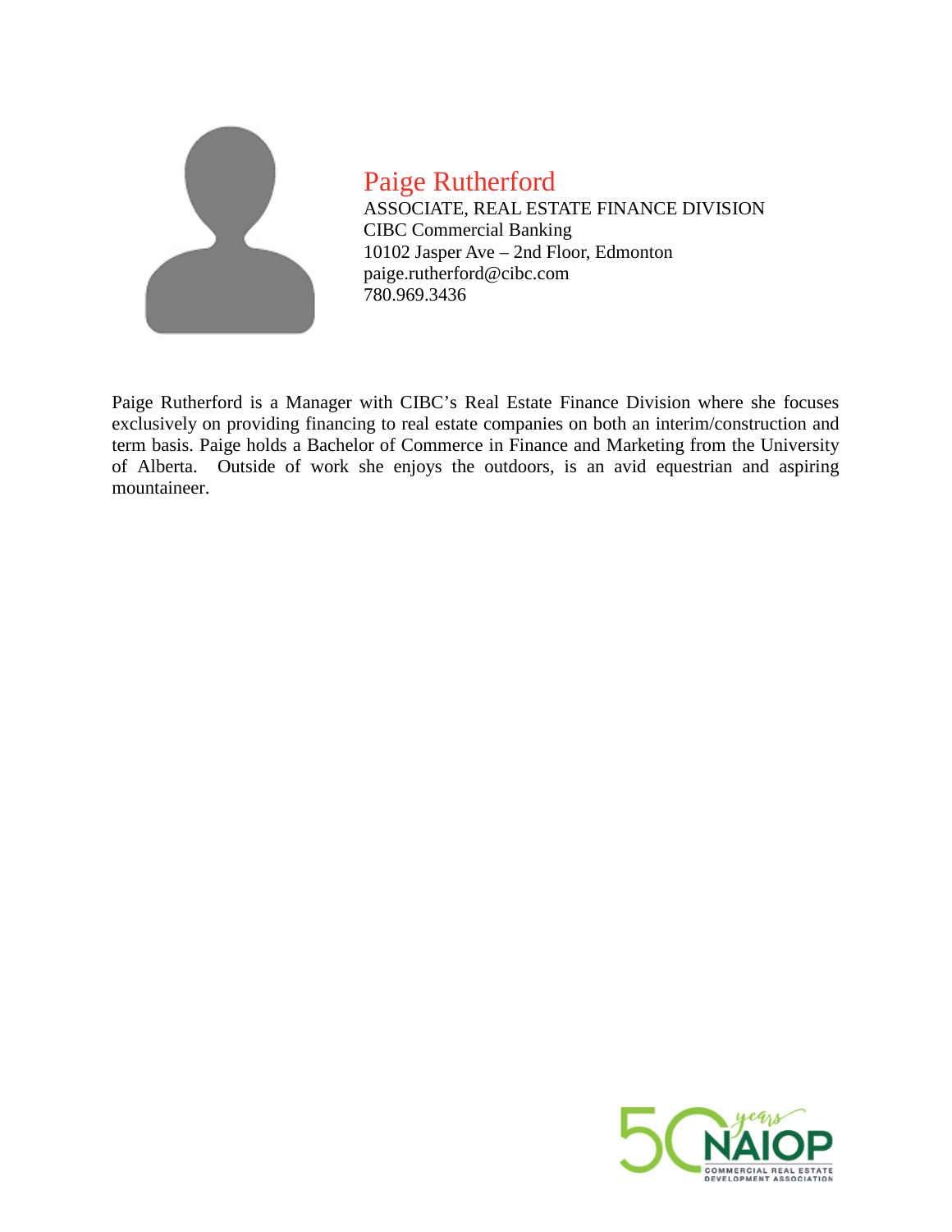## Paige Rutherford

ASSOCIATE, REAL ESTATE FINANCE DIVISION
CIBC Commercial Banking
10102 Jasper Ave – 2nd Floor, Edmonton
paige.rutherford@cibc.com
780.969.3436

Paige Rutherford is a Manager with CIBC's Real Estate Finance Division where she focuses exclusively on providing financing to real estate companies on both an interim/construction and term basis. Paige holds a Bachelor of Commerce in Finance and Marketing from the University of Alberta. Outside of work she enjoys the outdoors, is an avid equestrian and aspiring mountaineer.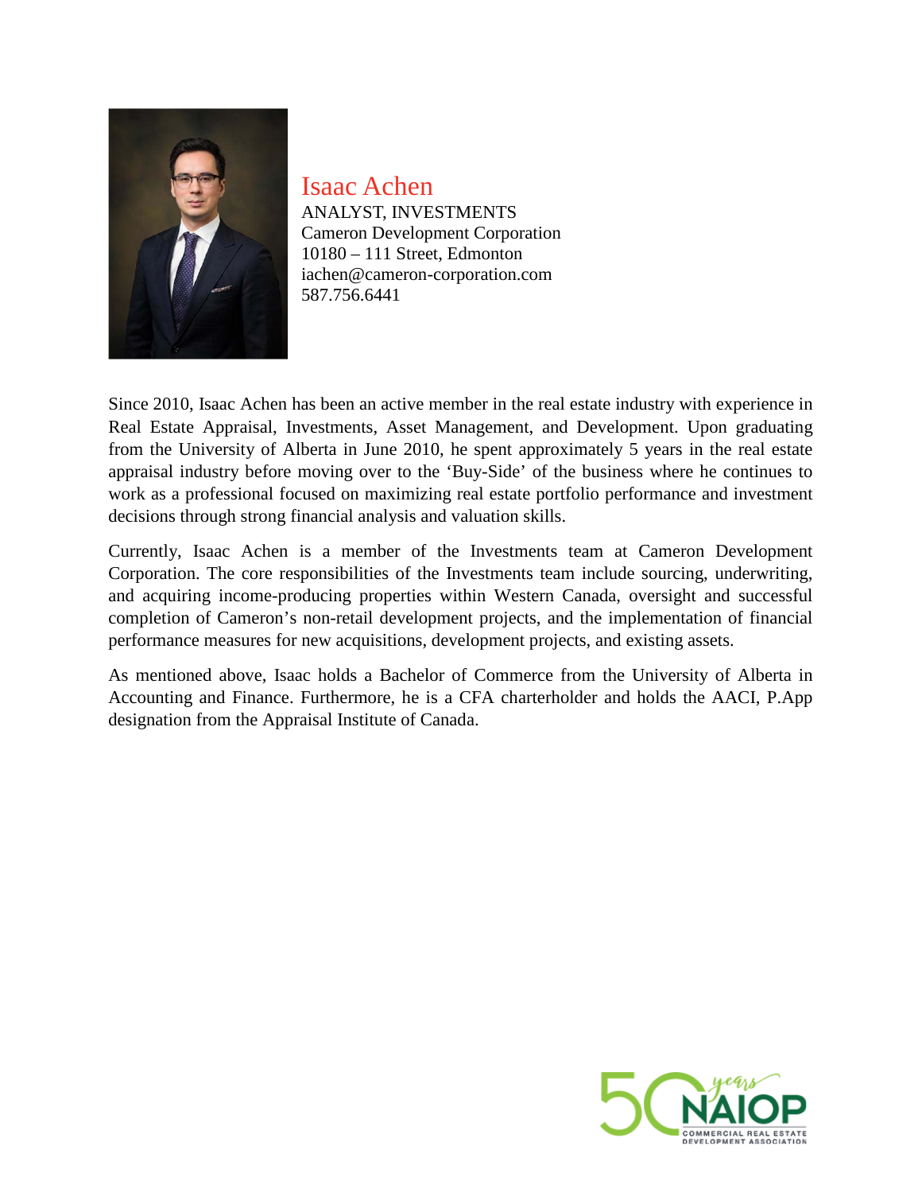# Isaac Achen

ANALYST, INVESTMENTS
Cameron Development Corporation
10180 – 111 Street, Edmonton
iachen@cameron-corporation.com
587.756.6441

Since 2010, Isaac Achen has been an active member in the real estate industry with experience in Real Estate Appraisal, Investments, Asset Management, and Development. Upon graduating from the University of Alberta in June 2010, he spent approximately 5 years in the real estate appraisal industry before moving over to the 'Buy-Side' of the business where he continues to work as a professional focused on maximizing real estate portfolio performance and investment decisions through strong financial analysis and valuation skills.

Currently, Isaac Achen is a member of the Investments team at Cameron Development Corporation. The core responsibilities of the Investments team include sourcing, underwriting, and acquiring income-producing properties within Western Canada, oversight and successful completion of Cameron's non-retail development projects, and the implementation of financial performance measures for new acquisitions, development projects, and existing assets.

As mentioned above, Isaac holds a Bachelor of Commerce from the University of Alberta in Accounting and Finance. Furthermore, he is a CFA charterholder and holds the AACI, P.App designation from the Appraisal Institute of Canada.